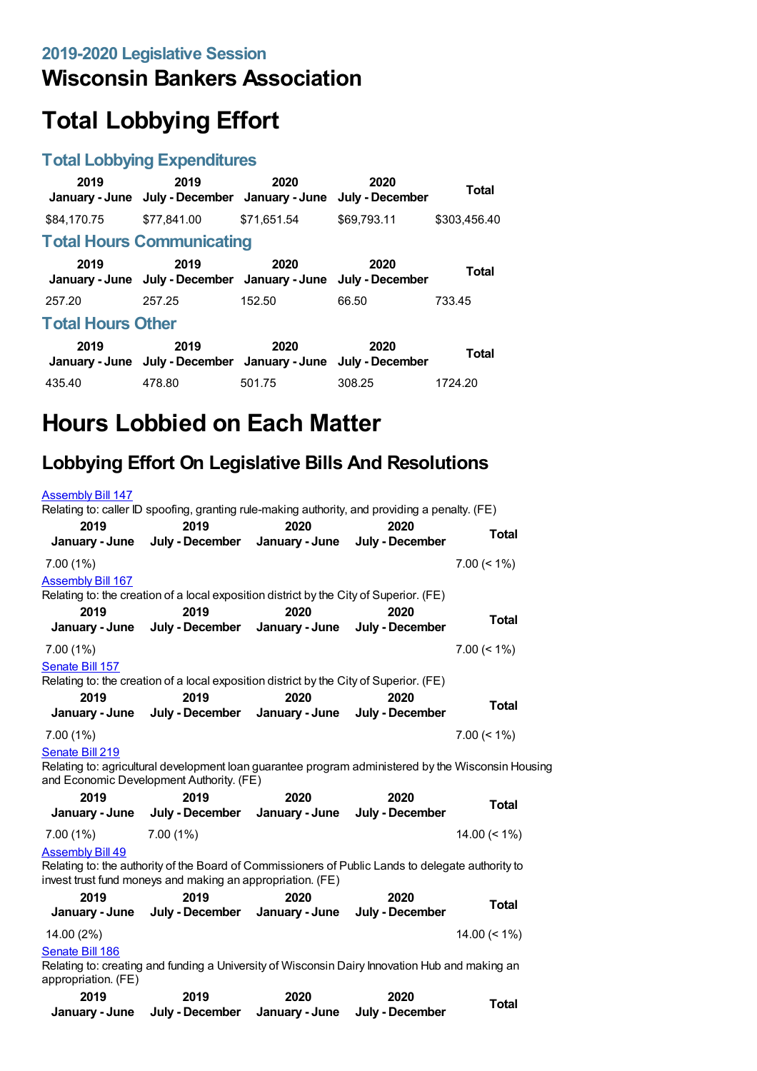## 2019-2020 Legislative Session

# Wisconsin Bankers Association

# Total Lobbying Effort

## Total Lobbying Expenditures

| 2019 January - June | 2019 July - December | 2020 January - June | 2020 July - December | Total |
|---|---|---|---|---|
| $84,170.75 | $77,841.00 | $71,651.54 | $69,793.11 | $303,456.40 |

## Total Hours Communicating

| 2019 January - June | 2019 July - December | 2020 January - June | 2020 July - December | Total |
|---|---|---|---|---|
| 257.20 | 257.25 | 152.50 | 66.50 | 733.45 |

## Total Hours Other

| 2019 January - June | 2019 July - December | 2020 January - June | 2020 July - December | Total |
|---|---|---|---|---|
| 435.40 | 478.80 | 501.75 | 308.25 | 1724.20 |

# Hours Lobbied on Each Matter

## Lobbying Effort On Legislative Bills And Resolutions

[Assembly Bill 147](#)

Relating to: caller ID spoofing, granting rule-making authority, and providing a penalty. (FE)

| 2019 January - June | 2019 July - December | 2020 January - June | 2020 July - December | Total |
|---|---|---|---|---|
| 7.00 (1%) | | | | 7.00 (< 1%) |

[Assembly Bill 167](#)

Relating to: the creation of a local exposition district by the City of Superior. (FE)

| 2019 January - June | 2019 July - December | 2020 January - June | 2020 July - December | Total |
|---|---|---|---|---|
| 7.00 (1%) | | | | 7.00 (< 1%) |

[Senate Bill 157](#)

Relating to: the creation of a local exposition district by the City of Superior. (FE)

| 2019 January - June | 2019 July - December | 2020 January - June | 2020 July - December | Total |
|---|---|---|---|---|
| 7.00 (1%) | | | | 7.00 (< 1%) |

[Senate Bill 219](#)

Relating to: agricultural development loan guarantee program administered by the Wisconsin Housing and Economic Development Authority. (FE)

| 2019 January - June | 2019 July - December | 2020 January - June | 2020 July - December | Total |
|---|---|---|---|---|
| 7.00 (1%) | 7.00 (1%) | | | 14.00 (< 1%) |

[Assembly Bill 49](#)

Relating to: the authority of the Board of Commissioners of Public Lands to delegate authority to invest trust fund moneys and making an appropriation. (FE)

| 2019 January - June | 2019 July - December | 2020 January - June | 2020 July - December | Total |
|---|---|---|---|---|
| 14.00 (2%) | | | | 14.00 (< 1%) |

[Senate Bill 186](#)

Relating to: creating and funding a University of Wisconsin Dairy Innovation Hub and making an appropriation. (FE)

| 2019 January - June | 2019 July - December | 2020 January - June | 2020 July - December | Total |
|---|---|---|---|---|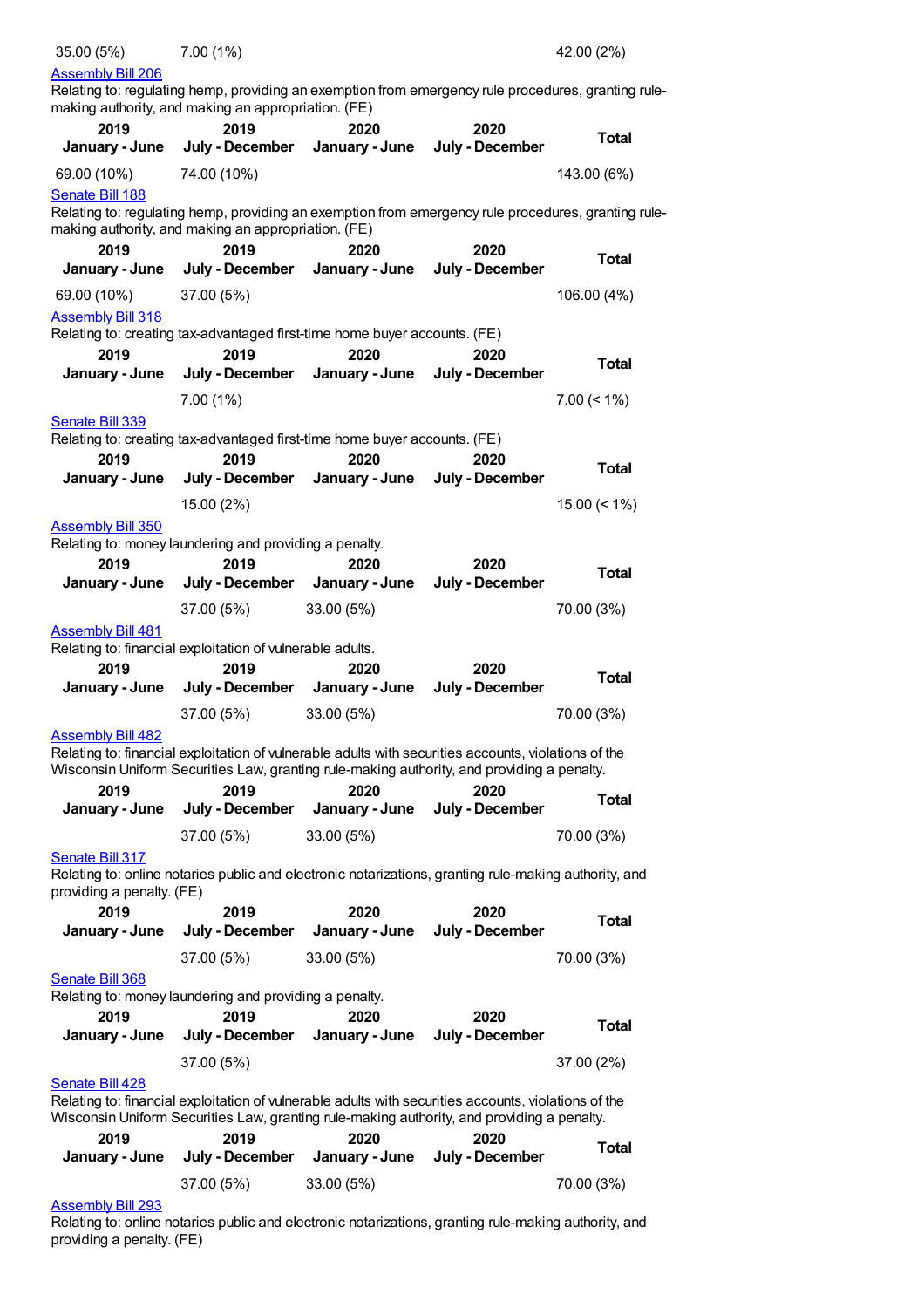| | | | | |
|---|---|---|---|---|
| 35.00 (5%) | 7.00 (1%) | | | 42.00 (2%) |

Assembly Bill 206

Relating to: regulating hemp, providing an exemption from emergency rule procedures, granting rule-making authority, and making an appropriation. (FE)

| 2019 January - June | 2019 July - December | 2020 January - June | 2020 July - December | Total |
|---|---|---|---|---|
| 69.00 (10%) | 74.00 (10%) | | | 143.00 (6%) |

Senate Bill 188

Relating to: regulating hemp, providing an exemption from emergency rule procedures, granting rule-making authority, and making an appropriation. (FE)

| 2019 January - June | 2019 July - December | 2020 January - June | 2020 July - December | Total |
|---|---|---|---|---|
| 69.00 (10%) | 37.00 (5%) | | | 106.00 (4%) |

Assembly Bill 318

Relating to: creating tax-advantaged first-time home buyer accounts. (FE)

| 2019 January - June | 2019 July - December | 2020 January - June | 2020 July - December | Total |
|---|---|---|---|---|
| | 7.00 (1%) | | | 7.00 (< 1%) |

Senate Bill 339

Relating to: creating tax-advantaged first-time home buyer accounts. (FE)

| 2019 January - June | 2019 July - December | 2020 January - June | 2020 July - December | Total |
|---|---|---|---|---|
| | 15.00 (2%) | | | 15.00 (< 1%) |

Assembly Bill 350

Relating to: money laundering and providing a penalty.

| 2019 January - June | 2019 July - December | 2020 January - June | 2020 July - December | Total |
|---|---|---|---|---|
| | 37.00 (5%) | 33.00 (5%) | | 70.00 (3%) |

Assembly Bill 481

Relating to: financial exploitation of vulnerable adults.

| 2019 January - June | 2019 July - December | 2020 January - June | 2020 July - December | Total |
|---|---|---|---|---|
| | 37.00 (5%) | 33.00 (5%) | | 70.00 (3%) |

Assembly Bill 482

Relating to: financial exploitation of vulnerable adults with securities accounts, violations of the Wisconsin Uniform Securities Law, granting rule-making authority, and providing a penalty.

| 2019 January - June | 2019 July - December | 2020 January - June | 2020 July - December | Total |
|---|---|---|---|---|
| | 37.00 (5%) | 33.00 (5%) | | 70.00 (3%) |

Senate Bill 317

Relating to: online notaries public and electronic notarizations, granting rule-making authority, and providing a penalty. (FE)

| 2019 January - June | 2019 July - December | 2020 January - June | 2020 July - December | Total |
|---|---|---|---|---|
| | 37.00 (5%) | 33.00 (5%) | | 70.00 (3%) |

Senate Bill 368

Relating to: money laundering and providing a penalty.

| 2019 January - June | 2019 July - December | 2020 January - June | 2020 July - December | Total |
|---|---|---|---|---|
| | 37.00 (5%) | | | 37.00 (2%) |

Senate Bill 428

Relating to: financial exploitation of vulnerable adults with securities accounts, violations of the Wisconsin Uniform Securities Law, granting rule-making authority, and providing a penalty.

| 2019 January - June | 2019 July - December | 2020 January - June | 2020 July - December | Total |
|---|---|---|---|---|
| | 37.00 (5%) | 33.00 (5%) | | 70.00 (3%) |

Assembly Bill 293

Relating to: online notaries public and electronic notarizations, granting rule-making authority, and providing a penalty. (FE)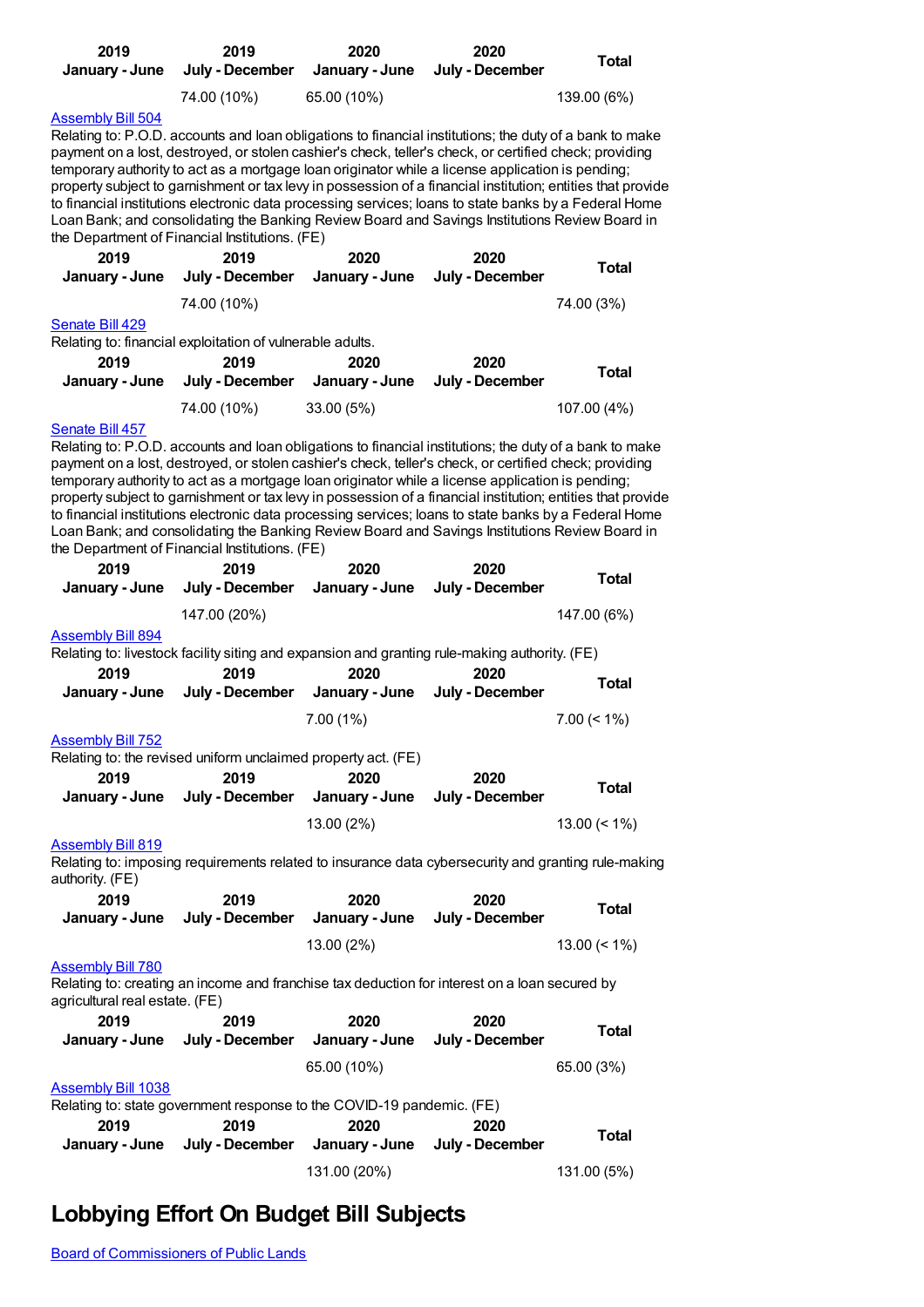| 2019<br>January - June | 2019<br>July - December | 2020<br>January - June | 2020<br>July - December | Total |
|---|---|---|---|---|
| | 74.00 (10%) | 65.00 (10%) | | 139.00 (6%) |

[Assembly Bill 504](#)

Relating to: P.O.D. accounts and loan obligations to financial institutions; the duty of a bank to make payment on a lost, destroyed, or stolen cashier's check, teller's check, or certified check; providing temporary authority to act as a mortgage loan originator while a license application is pending; property subject to garnishment or tax levy in possession of a financial institution; entities that provide to financial institutions electronic data processing services; loans to state banks by a Federal Home Loan Bank; and consolidating the Banking Review Board and Savings Institutions Review Board in the Department of Financial Institutions. (FE)

| 2019<br>January - June | 2019<br>July - December | 2020<br>January - June | 2020<br>July - December | Total |
|---|---|---|---|---|
| | 74.00 (10%) | | | 74.00 (3%) |

[Senate Bill 429](#)

Relating to: financial exploitation of vulnerable adults.

| 2019<br>January - June | 2019<br>July - December | 2020<br>January - June | 2020<br>July - December | Total |
|---|---|---|---|---|
| | 74.00 (10%) | 33.00 (5%) | | 107.00 (4%) |

[Senate Bill 457](#)

Relating to: P.O.D. accounts and loan obligations to financial institutions; the duty of a bank to make payment on a lost, destroyed, or stolen cashier's check, teller's check, or certified check; providing temporary authority to act as a mortgage loan originator while a license application is pending; property subject to garnishment or tax levy in possession of a financial institution; entities that provide to financial institutions electronic data processing services; loans to state banks by a Federal Home Loan Bank; and consolidating the Banking Review Board and Savings Institutions Review Board in the Department of Financial Institutions. (FE)

| 2019<br>January - June | 2019<br>July - December | 2020<br>January - June | 2020<br>July - December | Total |
|---|---|---|---|---|
| | 147.00 (20%) | | | 147.00 (6%) |

[Assembly Bill 894](#)

Relating to: livestock facility siting and expansion and granting rule-making authority. (FE)

| 2019<br>January - June | 2019<br>July - December | 2020<br>January - June | 2020<br>July - December | Total |
|---|---|---|---|---|
| | | 7.00 (1%) | | 7.00 (< 1%) |

[Assembly Bill 752](#)

Relating to: the revised uniform unclaimed property act. (FE)

| 2019<br>January - June | 2019<br>July - December | 2020<br>January - June | 2020<br>July - December | Total |
|---|---|---|---|---|
| | | 13.00 (2%) | | 13.00 (< 1%) |

[Assembly Bill 819](#)

Relating to: imposing requirements related to insurance data cybersecurity and granting rule-making authority. (FE)

| 2019<br>January - June | 2019<br>July - December | 2020<br>January - June | 2020<br>July - December | Total |
|---|---|---|---|---|
| | | 13.00 (2%) | | 13.00 (< 1%) |

[Assembly Bill 780](#)

Relating to: creating an income and franchise tax deduction for interest on a loan secured by agricultural real estate. (FE)

| 2019<br>January - June | 2019<br>July - December | 2020<br>January - June | 2020<br>July - December | Total |
|---|---|---|---|---|
| | | 65.00 (10%) | | 65.00 (3%) |

[Assembly Bill 1038](#)

Relating to: state government response to the COVID-19 pandemic. (FE)

| 2019<br>January - June | 2019<br>July - December | 2020<br>January - June | 2020<br>July - December | Total |
|---|---|---|---|---|
| | | 131.00 (20%) | | 131.00 (5%) |

## Lobbying Effort On Budget Bill Subjects

[Board of Commissioners of Public Lands](#)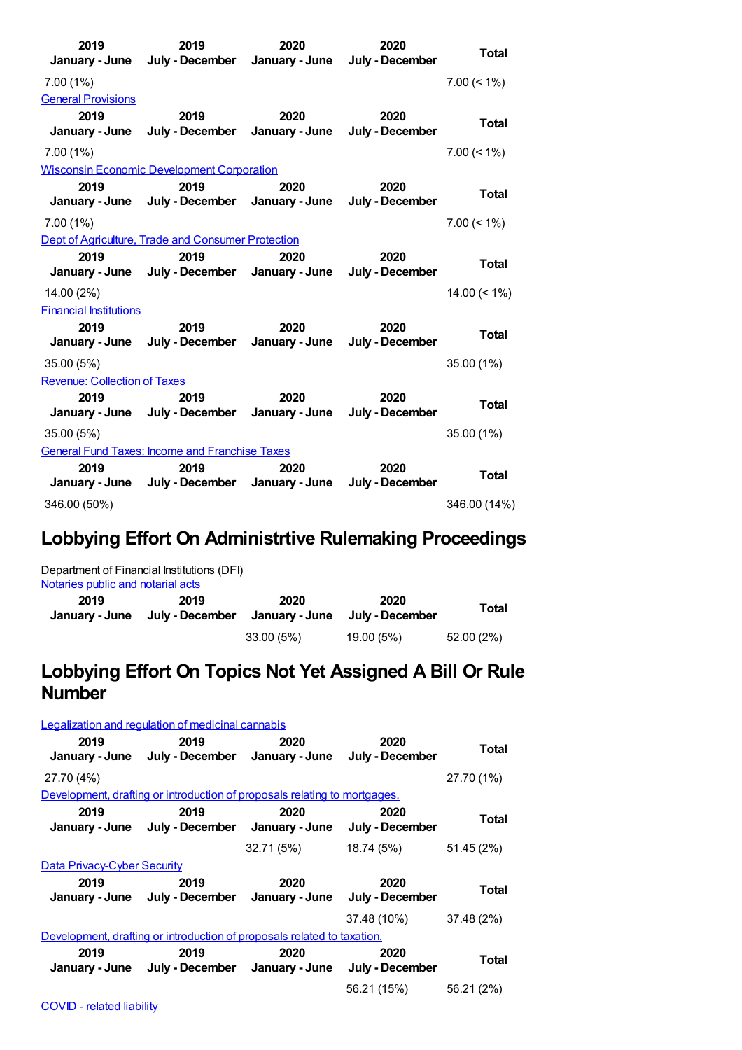| 2019 January - June | 2019 July - December | 2020 January - June | 2020 July - December | Total |
|---|---|---|---|---|
| 7.00 (1%) | | | | 7.00 (< 1%) |

General Provisions

| 2019 January - June | 2019 July - December | 2020 January - June | 2020 July - December | Total |
|---|---|---|---|---|
| 7.00 (1%) | | | | 7.00 (< 1%) |

Wisconsin Economic Development Corporation

| 2019 January - June | 2019 July - December | 2020 January - June | 2020 July - December | Total |
|---|---|---|---|---|
| 7.00 (1%) | | | | 7.00 (< 1%) |

Dept of Agriculture, Trade and Consumer Protection

| 2019 January - June | 2019 July - December | 2020 January - June | 2020 July - December | Total |
|---|---|---|---|---|
| 14.00 (2%) | | | | 14.00 (< 1%) |

Financial Institutions

| 2019 January - June | 2019 July - December | 2020 January - June | 2020 July - December | Total |
|---|---|---|---|---|
| 35.00 (5%) | | | | 35.00 (1%) |

Revenue: Collection of Taxes

| 2019 January - June | 2019 July - December | 2020 January - June | 2020 July - December | Total |
|---|---|---|---|---|
| 35.00 (5%) | | | | 35.00 (1%) |

General Fund Taxes: Income and Franchise Taxes

| 2019 January - June | 2019 July - December | 2020 January - June | 2020 July - December | Total |
|---|---|---|---|---|
| 346.00 (50%) | | | | 346.00 (14%) |

## Lobbying Effort On Administrtive Rulemaking Proceedings

Department of Financial Institutions (DFI)
Notaries public and notarial acts

| 2019 January - June | 2019 July - December | 2020 January - June | 2020 July - December | Total |
|---|---|---|---|---|
| | | 33.00 (5%) | 19.00 (5%) | 52.00 (2%) |

## Lobbying Effort On Topics Not Yet Assigned A Bill Or Rule Number

Legalization and regulation of medicinal cannabis

| 2019 January - June | 2019 July - December | 2020 January - June | 2020 July - December | Total |
|---|---|---|---|---|
| 27.70 (4%) | | | | 27.70 (1%) |

Development, drafting or introduction of proposals relating to mortgages.

| 2019 January - June | 2019 July - December | 2020 January - June | 2020 July - December | Total |
|---|---|---|---|---|
| | | 32.71 (5%) | 18.74 (5%) | 51.45 (2%) |

Data Privacy-Cyber Security

| 2019 January - June | 2019 July - December | 2020 January - June | 2020 July - December | Total |
|---|---|---|---|---|
| | | | 37.48 (10%) | 37.48 (2%) |

Development, drafting or introduction of proposals related to taxation.

| 2019 January - June | 2019 July - December | 2020 January - June | 2020 July - December | Total |
|---|---|---|---|---|
| | | | 56.21 (15%) | 56.21 (2%) |

COVID - related liability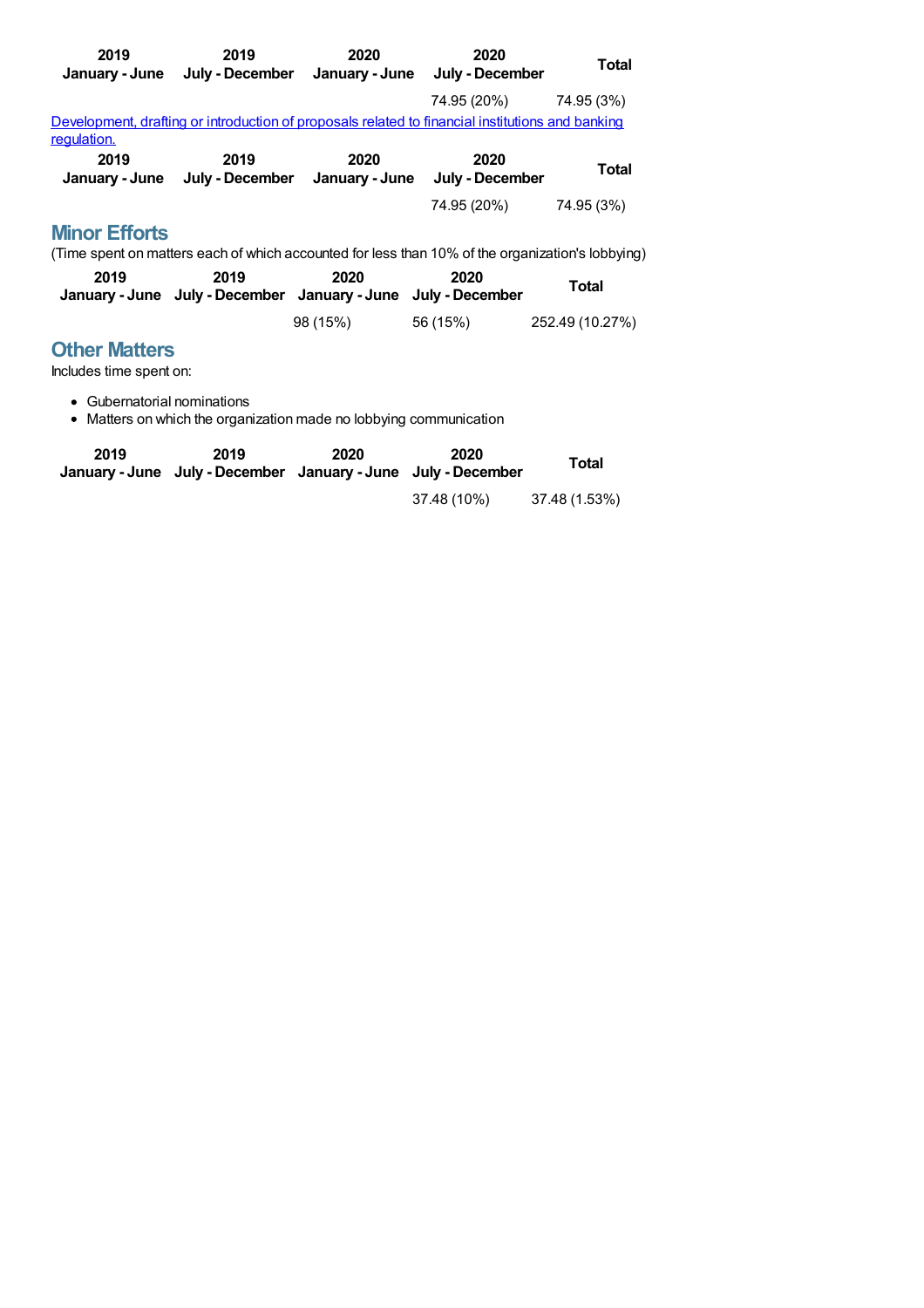| 2019 January - June | 2019 July - December | 2020 January - June | 2020 July - December | Total |
|---|---|---|---|---|
| | | | 74.95 (20%) | 74.95 (3%) |

Development, drafting or introduction of proposals related to financial institutions and banking regulation.

| 2019 January - June | 2019 July - December | 2020 January - June | 2020 July - December | Total |
|---|---|---|---|---|
| | | | 74.95 (20%) | 74.95 (3%) |

## Minor Efforts

(Time spent on matters each of which accounted for less than 10% of the organization's lobbying)

| 2019 January - June | 2019 July - December | 2020 January - June | 2020 July - December | Total |
|---|---|---|---|---|
| | | 98 (15%) | 56 (15%) | 252.49 (10.27%) |

## Other Matters

Includes time spent on:

- Gubernatorial nominations
- Matters on which the organization made no lobbying communication

| 2019 January - June | 2019 July - December | 2020 January - June | 2020 July - December | Total |
|---|---|---|---|---|
| | | | 37.48 (10%) | 37.48 (1.53%) |